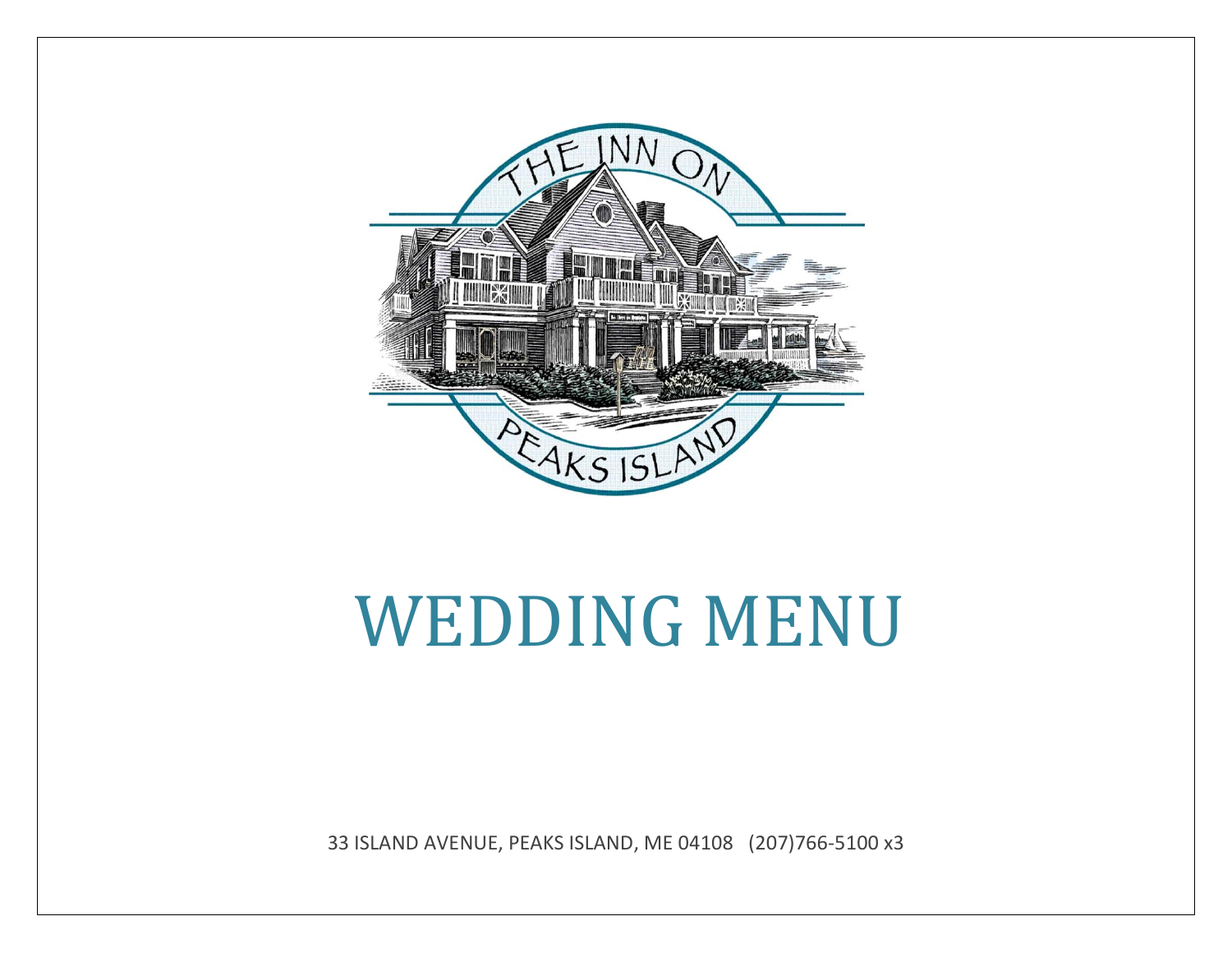THE INN ON PEAKS ISLAND

# WEDDING MENU

33 ISLAND AVENUE, PEAKS ISLAND, ME 04108 (207)766-5100 x3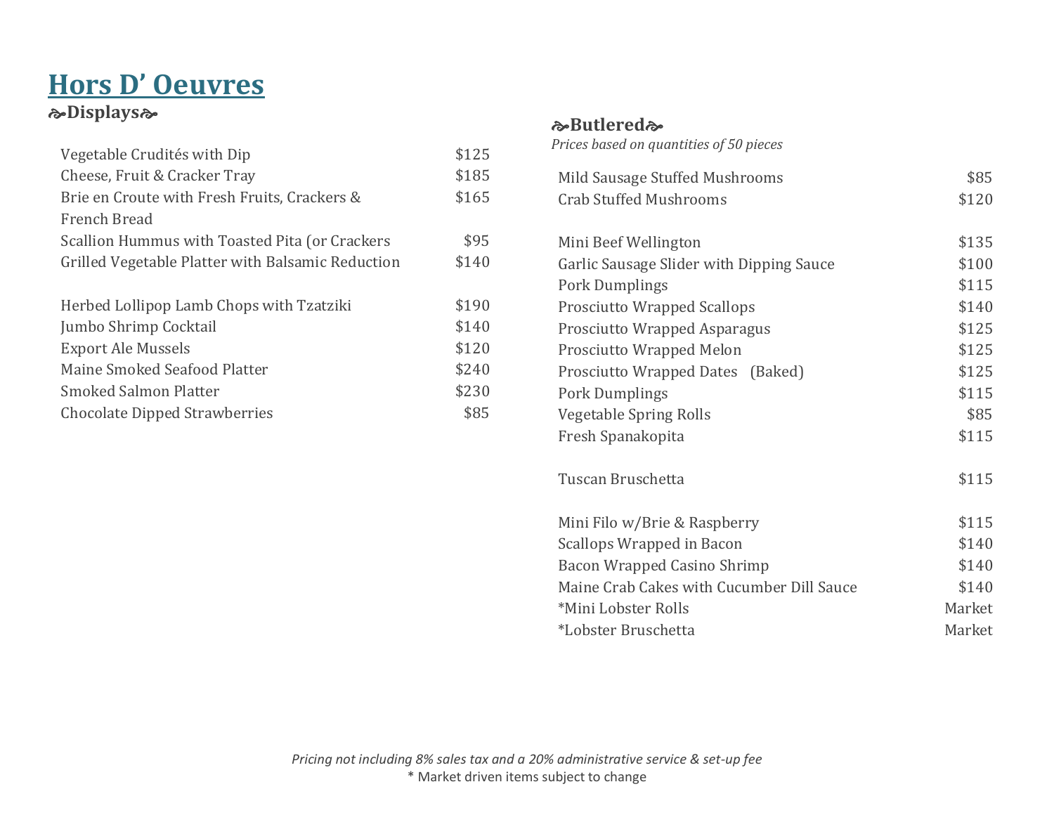# Hors D' Oeuvres

## Displays

| Item | Price |
|---|---|
| Vegetable Crudités with Dip | $125 |
| Cheese, Fruit & Cracker Tray | $185 |
| Brie en Croute with Fresh Fruits, Crackers & French Bread | $165 |
| Scallion Hummus with Toasted Pita (or Crackers | $95 |
| Grilled Vegetable Platter with Balsamic Reduction | $140 |
| | |
| Herbed Lollipop Lamb Chops with Tzatziki | $190 |
| Jumbo Shrimp Cocktail | $140 |
| Export Ale Mussels | $120 |
| Maine Smoked Seafood Platter | $240 |
| Smoked Salmon Platter | $230 |
| Chocolate Dipped Strawberries | $85 |

## Butlered

*Prices based on quantities of 50 pieces*

| Item | Price |
|---|---|
| Mild Sausage Stuffed Mushrooms | $85 |
| Crab Stuffed Mushrooms | $120 |
| | |
| Mini Beef Wellington | $135 |
| Garlic Sausage Slider with Dipping Sauce | $100 |
| Pork Dumplings | $115 |
| Prosciutto Wrapped Scallops | $140 |
| Prosciutto Wrapped Asparagus | $125 |
| Prosciutto Wrapped Melon | $125 |
| Prosciutto Wrapped Dates (Baked) | $125 |
| Pork Dumplings | $115 |
| Vegetable Spring Rolls | $85 |
| Fresh Spanakopita | $115 |
| | |
| Tuscan Bruschetta | $115 |
| | |
| Mini Filo w/Brie & Raspberry | $115 |
| Scallops Wrapped in Bacon | $140 |
| Bacon Wrapped Casino Shrimp | $140 |
| Maine Crab Cakes with Cucumber Dill Sauce | $140 |
| *Mini Lobster Rolls | Market |
| *Lobster Bruschetta | Market |

*Pricing not including 8% sales tax and a 20% administrative service & set-up fee*

* Market driven items subject to change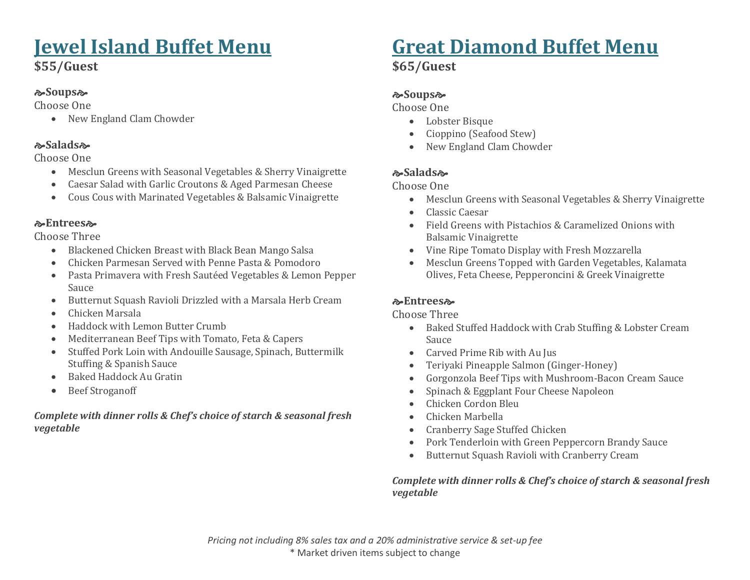# Jewel Island Buffet Menu

**$55/Guest**

**Soups**

Choose One

- New England Clam Chowder

**Salads**

Choose One

- Mesclun Greens with Seasonal Vegetables & Sherry Vinaigrette
- Caesar Salad with Garlic Croutons & Aged Parmesan Cheese
- Cous Cous with Marinated Vegetables & Balsamic Vinaigrette

**Entrees**

Choose Three

- Blackened Chicken Breast with Black Bean Mango Salsa
- Chicken Parmesan Served with Penne Pasta & Pomodoro
- Pasta Primavera with Fresh Sautéed Vegetables & Lemon Pepper Sauce
- Butternut Squash Ravioli Drizzled with a Marsala Herb Cream
- Chicken Marsala
- Haddock with Lemon Butter Crumb
- Mediterranean Beef Tips with Tomato, Feta & Capers
- Stuffed Pork Loin with Andouille Sausage, Spinach, Buttermilk Stuffing & Spanish Sauce
- Baked Haddock Au Gratin
- Beef Stroganoff

***Complete with dinner rolls & Chef's choice of starch & seasonal fresh vegetable***

# Great Diamond Buffet Menu

**$65/Guest**

**Soups**

Choose One

- Lobster Bisque
- Cioppino (Seafood Stew)
- New England Clam Chowder

**Salads**

Choose One

- Mesclun Greens with Seasonal Vegetables & Sherry Vinaigrette
- Classic Caesar
- Field Greens with Pistachios & Caramelized Onions with Balsamic Vinaigrette
- Vine Ripe Tomato Display with Fresh Mozzarella
- Mesclun Greens Topped with Garden Vegetables, Kalamata Olives, Feta Cheese, Pepperoncini & Greek Vinaigrette

**Entrees**

Choose Three

- Baked Stuffed Haddock with Crab Stuffing & Lobster Cream Sauce
- Carved Prime Rib with Au Jus
- Teriyaki Pineapple Salmon (Ginger-Honey)
- Gorgonzola Beef Tips with Mushroom-Bacon Cream Sauce
- Spinach & Eggplant Four Cheese Napoleon
- Chicken Cordon Bleu
- Chicken Marbella
- Cranberry Sage Stuffed Chicken
- Pork Tenderloin with Green Peppercorn Brandy Sauce
- Butternut Squash Ravioli with Cranberry Cream

***Complete with dinner rolls & Chef's choice of starch & seasonal fresh vegetable***

*Pricing not including 8% sales tax and a 20% administrative service & set-up fee*

* Market driven items subject to change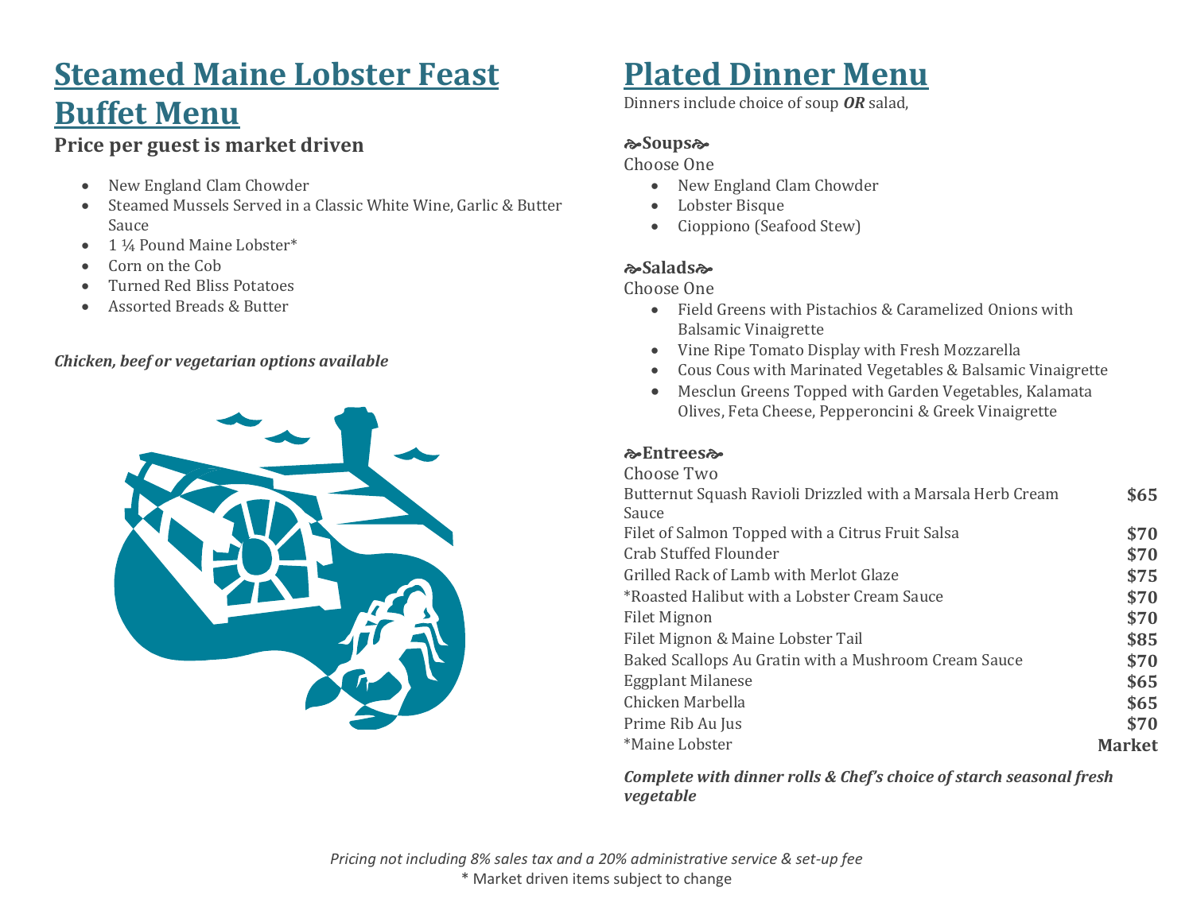# Steamed Maine Lobster Feast Buffet Menu

**Price per guest is market driven**

- New England Clam Chowder
- Steamed Mussels Served in a Classic White Wine, Garlic & Butter Sauce
- 1 ¼ Pound Maine Lobster*
- Corn on the Cob
- Turned Red Bliss Potatoes
- Assorted Breads & Butter

***Chicken, beef or vegetarian options available***

# Plated Dinner Menu

Dinners include choice of soup ***OR*** salad,

**Soups**

Choose One

- New England Clam Chowder
- Lobster Bisque
- Cioppiono (Seafood Stew)

**Salads**

Choose One

- Field Greens with Pistachios & Caramelized Onions with Balsamic Vinaigrette
- Vine Ripe Tomato Display with Fresh Mozzarella
- Cous Cous with Marinated Vegetables & Balsamic Vinaigrette
- Mesclun Greens Topped with Garden Vegetables, Kalamata Olives, Feta Cheese, Pepperoncini & Greek Vinaigrette

**Entrees**

Choose Two

| Entree | Price |
|---|---|
| Butternut Squash Ravioli Drizzled with a Marsala Herb Cream Sauce | **$65** |
| Filet of Salmon Topped with a Citrus Fruit Salsa | **$70** |
| Crab Stuffed Flounder | **$70** |
| Grilled Rack of Lamb with Merlot Glaze | **$75** |
| *Roasted Halibut with a Lobster Cream Sauce | **$70** |
| Filet Mignon | **$70** |
| Filet Mignon & Maine Lobster Tail | **$85** |
| Baked Scallops Au Gratin with a Mushroom Cream Sauce | **$70** |
| Eggplant Milanese | **$65** |
| Chicken Marbella | **$65** |
| Prime Rib Au Jus | **$70** |
| *Maine Lobster | **Market** |

***Complete with dinner rolls & Chef's choice of starch seasonal fresh vegetable***

*Pricing not including 8% sales tax and a 20% administrative service & set-up fee*

\* Market driven items subject to change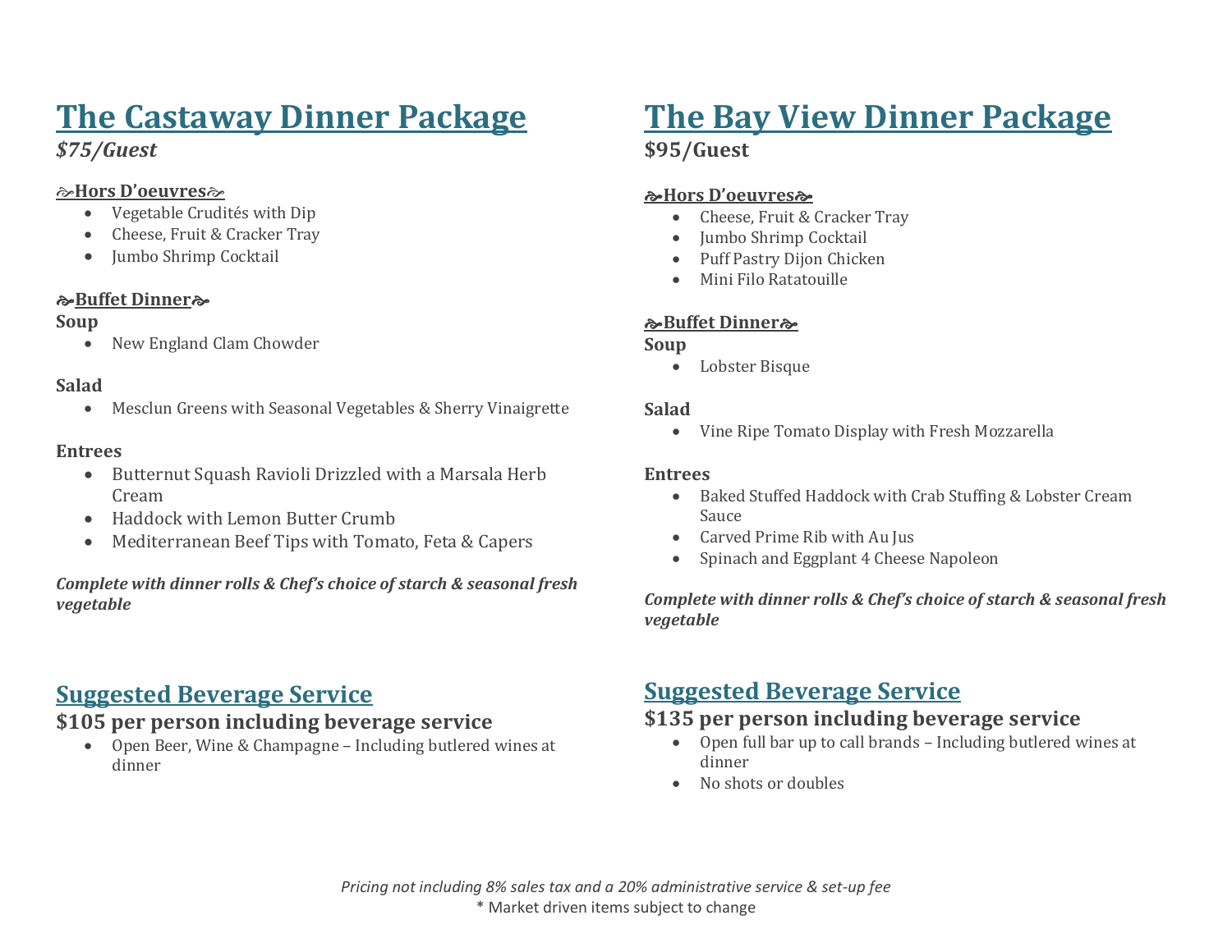# The Castaway Dinner Package

***$75/Guest***

**☙Hors D'oeuvres☙**

- Vegetable Crudités with Dip
- Cheese, Fruit & Cracker Tray
- Jumbo Shrimp Cocktail

**☙Buffet Dinner☙**

**Soup**

- New England Clam Chowder

**Salad**

- Mesclun Greens with Seasonal Vegetables & Sherry Vinaigrette

**Entrees**

- Butternut Squash Ravioli Drizzled with a Marsala Herb Cream
- Haddock with Lemon Butter Crumb
- Mediterranean Beef Tips with Tomato, Feta & Capers

***Complete with dinner rolls & Chef's choice of starch & seasonal fresh vegetable***

## Suggested Beverage Service

**$105 per person including beverage service**

- Open Beer, Wine & Champagne – Including butlered wines at dinner

# The Bay View Dinner Package

**$95/Guest**

**☙Hors D'oeuvres☙**

- Cheese, Fruit & Cracker Tray
- Jumbo Shrimp Cocktail
- Puff Pastry Dijon Chicken
- Mini Filo Ratatouille

**☙Buffet Dinner☙**

**Soup**

- Lobster Bisque

**Salad**

- Vine Ripe Tomato Display with Fresh Mozzarella

**Entrees**

- Baked Stuffed Haddock with Crab Stuffing & Lobster Cream Sauce
- Carved Prime Rib with Au Jus
- Spinach and Eggplant 4 Cheese Napoleon

***Complete with dinner rolls & Chef's choice of starch & seasonal fresh vegetable***

## Suggested Beverage Service

**$135 per person including beverage service**

- Open full bar up to call brands – Including butlered wines at dinner
- No shots or doubles

*Pricing not including 8% sales tax and a 20% administrative service & set-up fee*

* Market driven items subject to change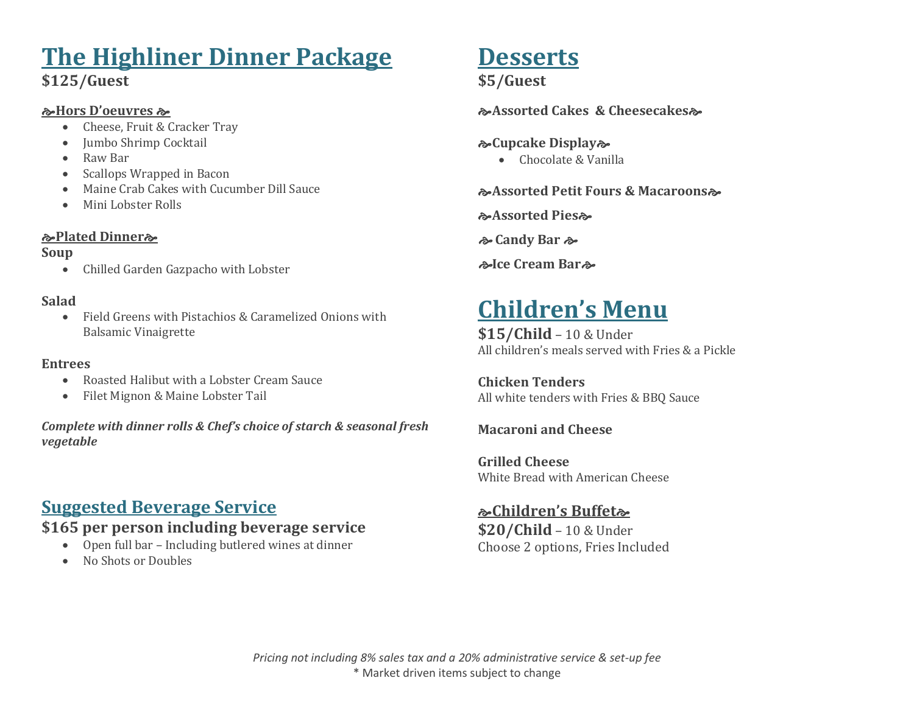# The Highliner Dinner Package

**$125/Guest**

### ☙Hors D'oeuvres ☙

- Cheese, Fruit & Cracker Tray
- Jumbo Shrimp Cocktail
- Raw Bar
- Scallops Wrapped in Bacon
- Maine Crab Cakes with Cucumber Dill Sauce
- Mini Lobster Rolls

### ☙Plated Dinner☙

**Soup**

- Chilled Garden Gazpacho with Lobster

**Salad**

- Field Greens with Pistachios & Caramelized Onions with Balsamic Vinaigrette

**Entrees**

- Roasted Halibut with a Lobster Cream Sauce
- Filet Mignon & Maine Lobster Tail

***Complete with dinner rolls & Chef's choice of starch & seasonal fresh vegetable***

## Suggested Beverage Service

**$165 per person including beverage service**

- Open full bar – Including butlered wines at dinner
- No Shots or Doubles

# Desserts

**$5/Guest**

**☙Assorted Cakes & Cheesecakes☙**

**☙Cupcake Display☙**

- Chocolate & Vanilla

**☙Assorted Petit Fours & Macaroons☙**

**☙Assorted Pies☙**

**☙ Candy Bar ☙**

**☙Ice Cream Bar☙**

# Children's Menu

**$15/Child** – 10 & Under
All children's meals served with Fries & a Pickle

**Chicken Tenders**
All white tenders with Fries & BBQ Sauce

**Macaroni and Cheese**

**Grilled Cheese**
White Bread with American Cheese

## ☙Children's Buffet☙

**$20/Child** – 10 & Under
Choose 2 options, Fries Included

*Pricing not including 8% sales tax and a 20% administrative service & set-up fee*
* Market driven items subject to change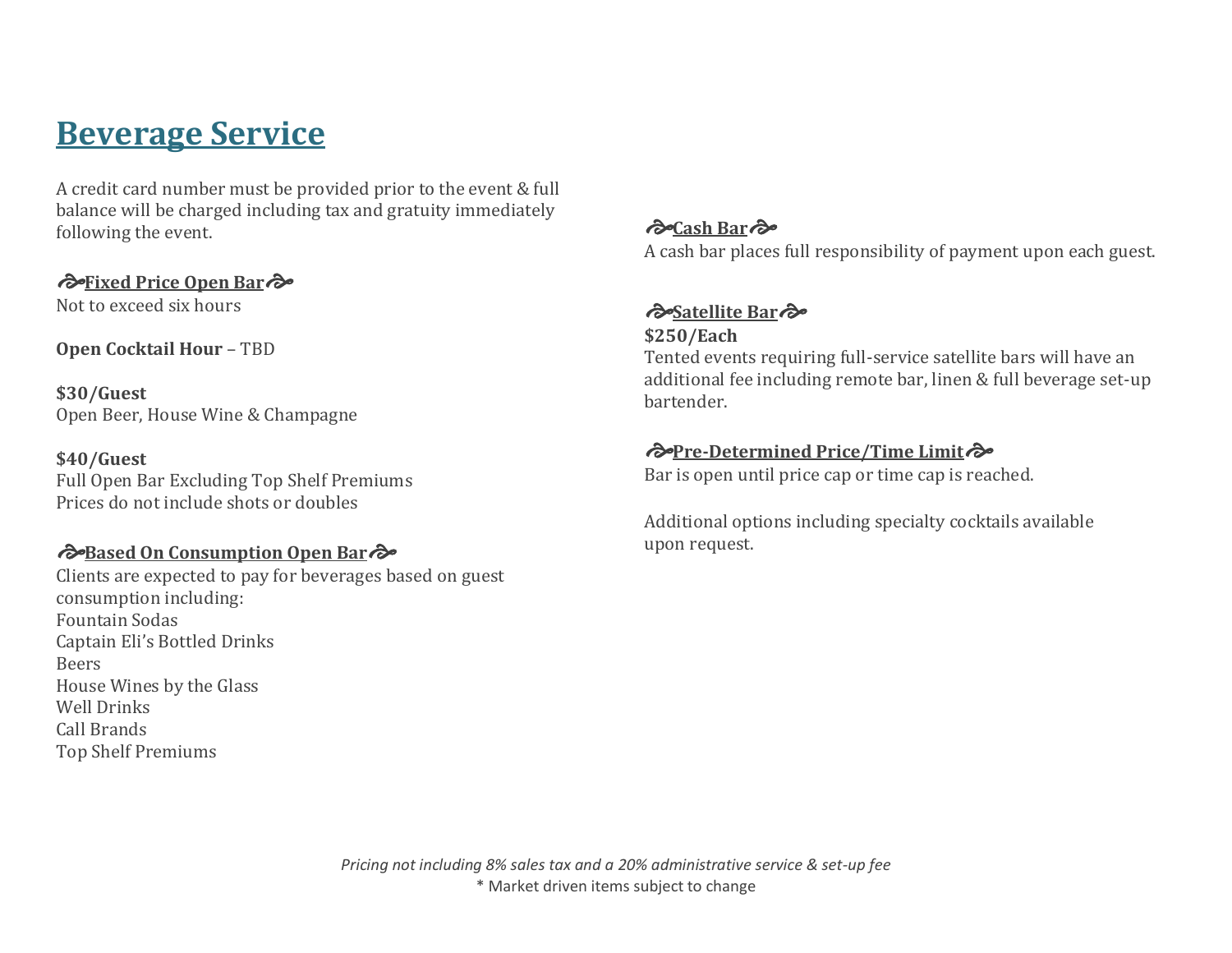# Beverage Service

A credit card number must be provided prior to the event & full balance will be charged including tax and gratuity immediately following the event.

### Fixed Price Open Bar

Not to exceed six hours

**Open Cocktail Hour** – TBD

**$30/Guest**
Open Beer, House Wine & Champagne

**$40/Guest**
Full Open Bar Excluding Top Shelf Premiums
Prices do not include shots or doubles

### Based On Consumption Open Bar

Clients are expected to pay for beverages based on guest consumption including:
Fountain Sodas
Captain Eli's Bottled Drinks
Beers
House Wines by the Glass
Well Drinks
Call Brands
Top Shelf Premiums

### Cash Bar

A cash bar places full responsibility of payment upon each guest.

### Satellite Bar

**$250/Each**
Tented events requiring full-service satellite bars will have an additional fee including remote bar, linen & full beverage set-up bartender.

### Pre-Determined Price/Time Limit

Bar is open until price cap or time cap is reached.

Additional options including specialty cocktails available upon request.

*Pricing not including 8% sales tax and a 20% administrative service & set-up fee*
\* Market driven items subject to change